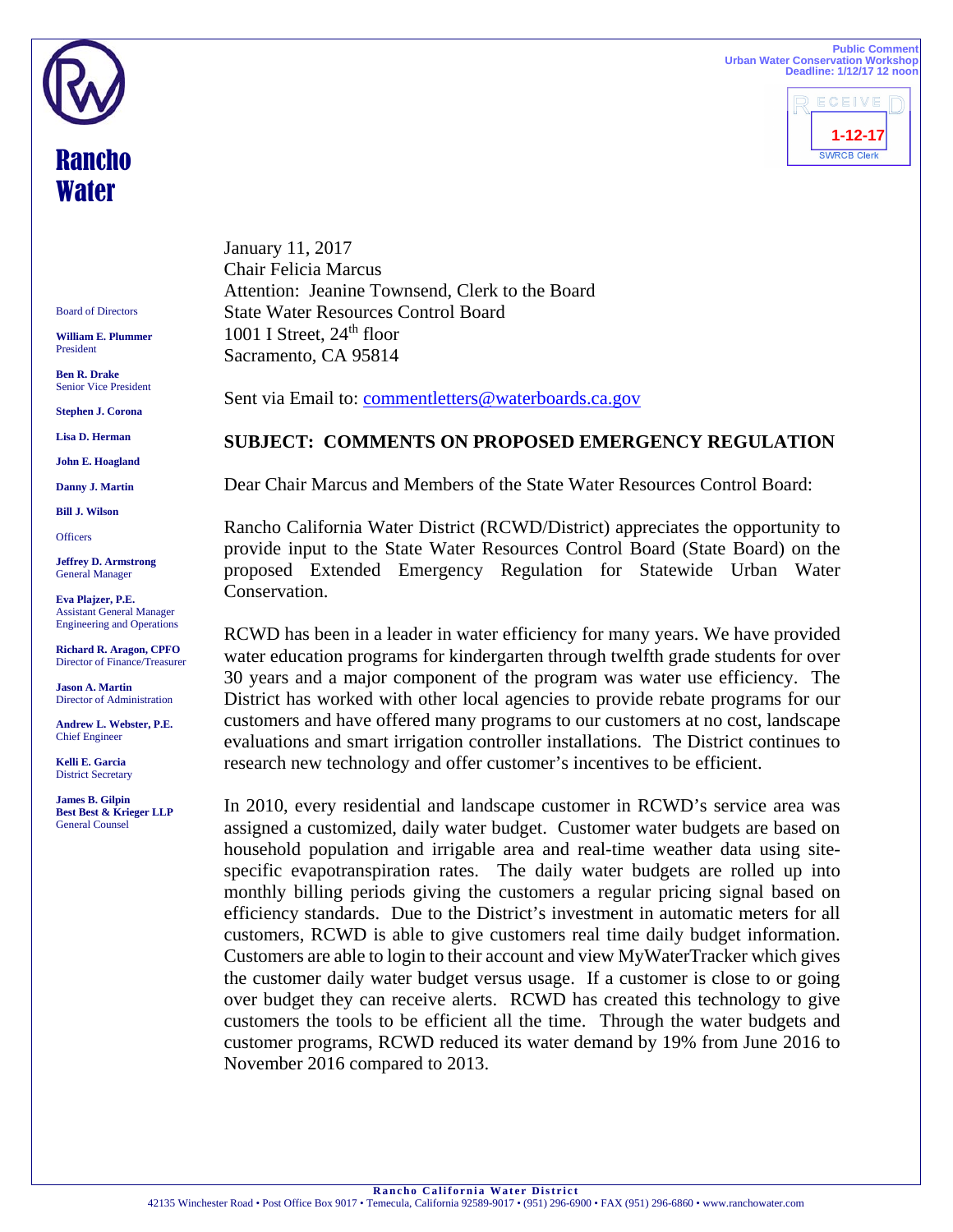Public Comment
Urban Water Conservation Workshop
Deadline: 1/12/17 12 noon

RECEIVED
1-12-17
SWRCB Clerk

# Rancho Water

Board of Directors

**William E. Plummer**
President

**Ben R. Drake**
Senior Vice President

**Stephen J. Corona**

**Lisa D. Herman**

**John E. Hoagland**

**Danny J. Martin**

**Bill J. Wilson**

Officers

**Jeffrey D. Armstrong**
General Manager

**Eva Plajzer, P.E.**
Assistant General Manager
Engineering and Operations

**Richard R. Aragon, CPFO**
Director of Finance/Treasurer

**Jason A. Martin**
Director of Administration

**Andrew L. Webster, P.E.**
Chief Engineer

**Kelli E. Garcia**
District Secretary

**James B. Gilpin**
**Best Best & Krieger LLP**
General Counsel

January 11, 2017
Chair Felicia Marcus
Attention: Jeanine Townsend, Clerk to the Board
State Water Resources Control Board
1001 I Street, 24th floor
Sacramento, CA 95814

Sent via Email to: commentletters@waterboards.ca.gov

**SUBJECT: COMMENTS ON PROPOSED EMERGENCY REGULATION**

Dear Chair Marcus and Members of the State Water Resources Control Board:

Rancho California Water District (RCWD/District) appreciates the opportunity to provide input to the State Water Resources Control Board (State Board) on the proposed Extended Emergency Regulation for Statewide Urban Water Conservation.

RCWD has been in a leader in water efficiency for many years. We have provided water education programs for kindergarten through twelfth grade students for over 30 years and a major component of the program was water use efficiency. The District has worked with other local agencies to provide rebate programs for our customers and have offered many programs to our customers at no cost, landscape evaluations and smart irrigation controller installations. The District continues to research new technology and offer customer's incentives to be efficient.

In 2010, every residential and landscape customer in RCWD's service area was assigned a customized, daily water budget. Customer water budgets are based on household population and irrigable area and real-time weather data using site-specific evapotranspiration rates. The daily water budgets are rolled up into monthly billing periods giving the customers a regular pricing signal based on efficiency standards. Due to the District's investment in automatic meters for all customers, RCWD is able to give customers real time daily budget information. Customers are able to login to their account and view MyWaterTracker which gives the customer daily water budget versus usage. If a customer is close to or going over budget they can receive alerts. RCWD has created this technology to give customers the tools to be efficient all the time. Through the water budgets and customer programs, RCWD reduced its water demand by 19% from June 2016 to November 2016 compared to 2013.

**Rancho California Water District**
42135 Winchester Road • Post Office Box 9017 • Temecula, California 92589-9017 • (951) 296-6900 • FAX (951) 296-6860 • www.ranchowater.com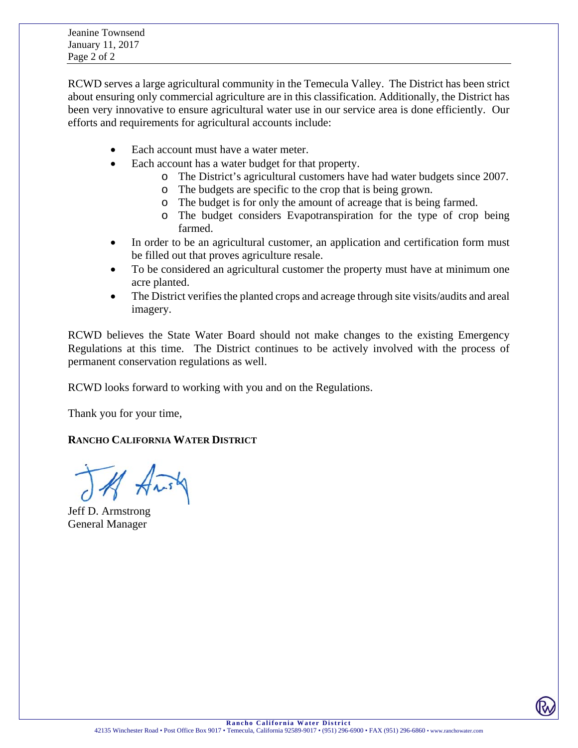RCWD serves a large agricultural community in the Temecula Valley. The District has been strict about ensuring only commercial agriculture are in this classification. Additionally, the District has been very innovative to ensure agricultural water use in our service area is done efficiently. Our efforts and requirements for agricultural accounts include:

- Each account must have a water meter.
- Each account has a water budget for that property.
  - The District's agricultural customers have had water budgets since 2007.
  - The budgets are specific to the crop that is being grown.
  - The budget is for only the amount of acreage that is being farmed.
  - The budget considers Evapotranspiration for the type of crop being farmed.
- In order to be an agricultural customer, an application and certification form must be filled out that proves agriculture resale.
- To be considered an agricultural customer the property must have at minimum one acre planted.
- The District verifies the planted crops and acreage through site visits/audits and areal imagery.

RCWD believes the State Water Board should not make changes to the existing Emergency Regulations at this time. The District continues to be actively involved with the process of permanent conservation regulations as well.

RCWD looks forward to working with you and on the Regulations.

Thank you for your time,

**RANCHO CALIFORNIA WATER DISTRICT**

Jeff D. Armstrong
General Manager